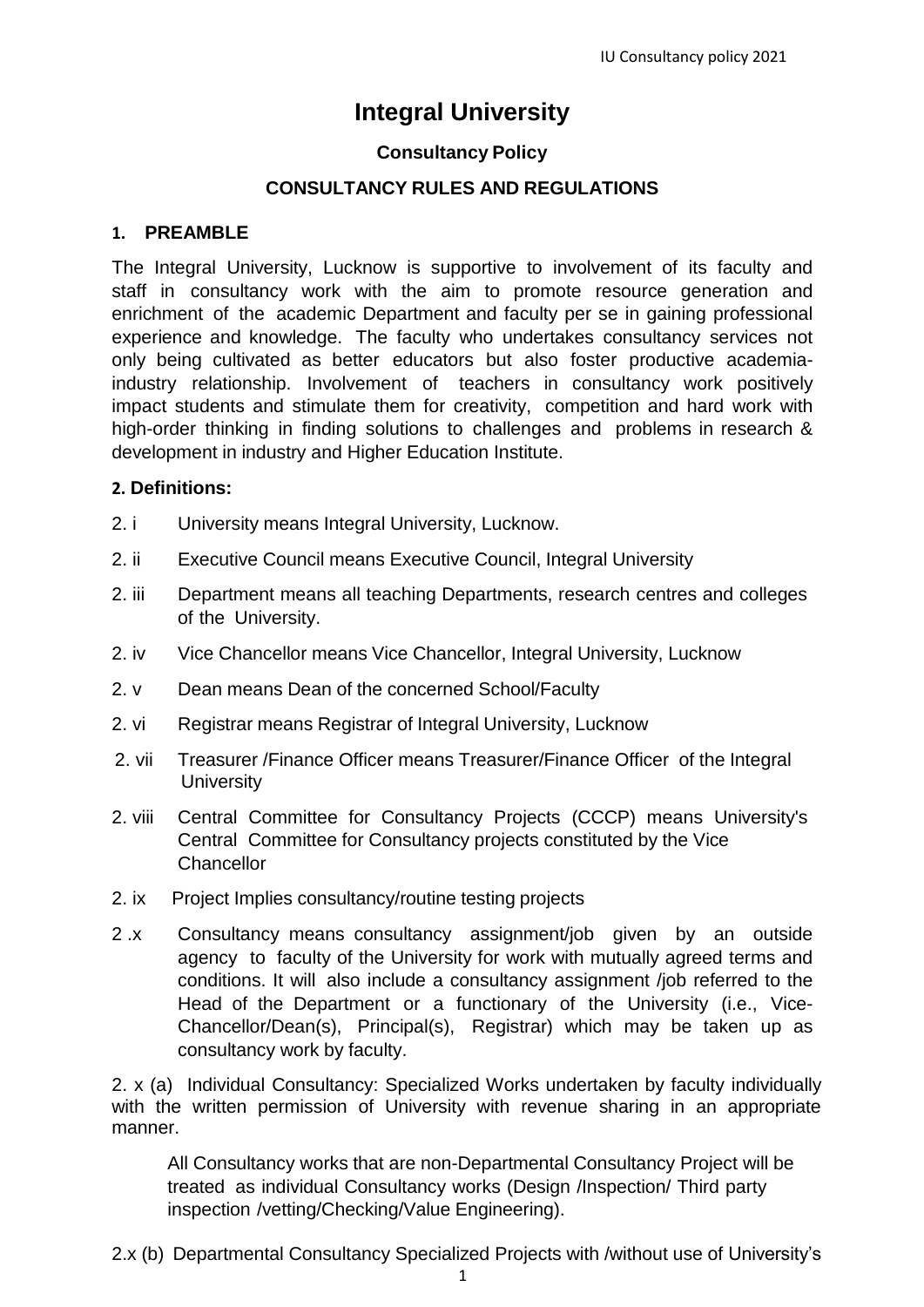// Integral University

## Consultancy Policy

## CONSULTANCY RULES AND REGULATIONS

### 1. PREAMBLE

The Integral University, Lucknow is supportive to involvement of its faculty and staff in consultancy work with the aim to promote resource generation and enrichment of the academic Department and faculty per se in gaining professional experience and knowledge. The faculty who undertakes consultancy services not only being cultivated as better educators but also foster productive academia-industry relationship. Involvement of teachers in consultancy work positively impact students and stimulate them for creativity, competition and hard work with high-order thinking in finding solutions to challenges and problems in research & development in industry and Higher Education Institute.

### 2. Definitions:

2. i University means Integral University, Lucknow.

2. ii Executive Council means Executive Council, Integral University

2. iii Department means all teaching Departments, research centres and colleges of the University.

2. iv Vice Chancellor means Vice Chancellor, Integral University, Lucknow

2. v Dean means Dean of the concerned School/Faculty

2. vi Registrar means Registrar of Integral University, Lucknow

2. vii Treasurer /Finance Officer means Treasurer/Finance Officer of the Integral University

2. viii Central Committee for Consultancy Projects (CCCP) means University's Central Committee for Consultancy projects constituted by the Vice Chancellor

2. ix Project Implies consultancy/routine testing projects

2 .x Consultancy means consultancy assignment/job given by an outside agency to faculty of the University for work with mutually agreed terms and conditions. It will also include a consultancy assignment /job referred to the Head of the Department or a functionary of the University (i.e., Vice-Chancellor/Dean(s), Principal(s), Registrar) which may be taken up as consultancy work by faculty.

2. x (a) Individual Consultancy: Specialized Works undertaken by faculty individually with the written permission of University with revenue sharing in an appropriate manner.

All Consultancy works that are non-Departmental Consultancy Project will be treated as individual Consultancy works (Design /Inspection/ Third party inspection /vetting/Checking/Value Engineering).

2.x (b) Departmental Consultancy Specialized Projects with /without use of University's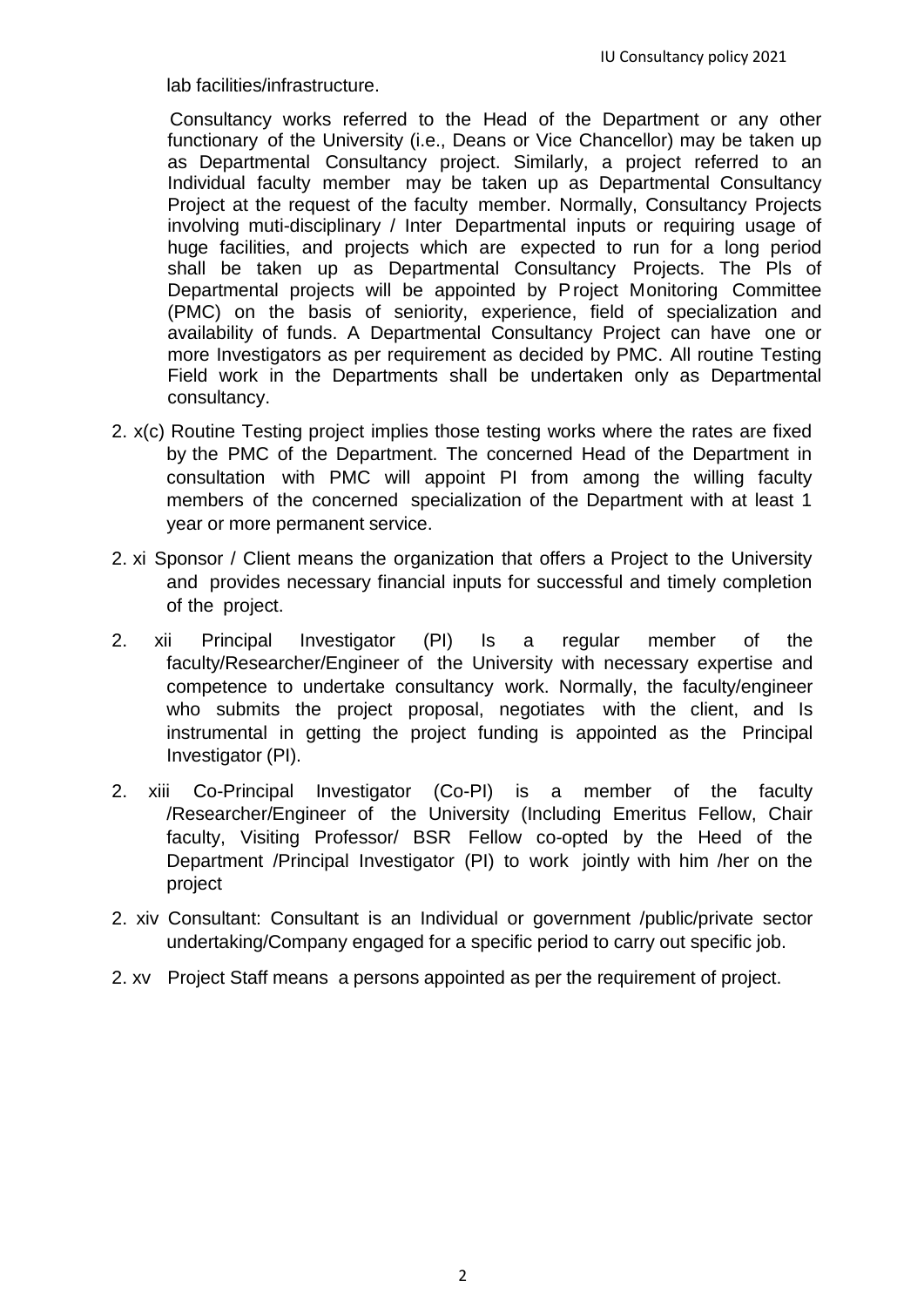lab facilities/infrastructure.

Consultancy works referred to the Head of the Department or any other functionary of the University (i.e., Deans or Vice Chancellor) may be taken up as Departmental Consultancy project. Similarly, a project referred to an Individual faculty member may be taken up as Departmental Consultancy Project at the request of the faculty member. Normally, Consultancy Projects involving muti-disciplinary / Inter Departmental inputs or requiring usage of huge facilities, and projects which are expected to run for a long period shall be taken up as Departmental Consultancy Projects. The Pls of Departmental projects will be appointed by Project Monitoring Committee (PMC) on the basis of seniority, experience, field of specialization and availability of funds. A Departmental Consultancy Project can have one or more Investigators as per requirement as decided by PMC. All routine Testing Field work in the Departments shall be undertaken only as Departmental consultancy.

2. x(c) Routine Testing project implies those testing works where the rates are fixed by the PMC of the Department. The concerned Head of the Department in consultation with PMC will appoint PI from among the willing faculty members of the concerned specialization of the Department with at least 1 year or more permanent service.

2. xi Sponsor / Client means the organization that offers a Project to the University and provides necessary financial inputs for successful and timely completion of the project.

2. xii Principal Investigator (PI) Is a regular member of the faculty/Researcher/Engineer of the University with necessary expertise and competence to undertake consultancy work. Normally, the faculty/engineer who submits the project proposal, negotiates with the client, and Is instrumental in getting the project funding is appointed as the Principal Investigator (PI).

2. xiii Co-Principal Investigator (Co-PI) is a member of the faculty /Researcher/Engineer of the University (Including Emeritus Fellow, Chair faculty, Visiting Professor/ BSR Fellow co-opted by the Heed of the Department /Principal Investigator (PI) to work jointly with him /her on the project

2. xiv Consultant: Consultant is an Individual or government /public/private sector undertaking/Company engaged for a specific period to carry out specific job.

2. xv Project Staff means a persons appointed as per the requirement of project.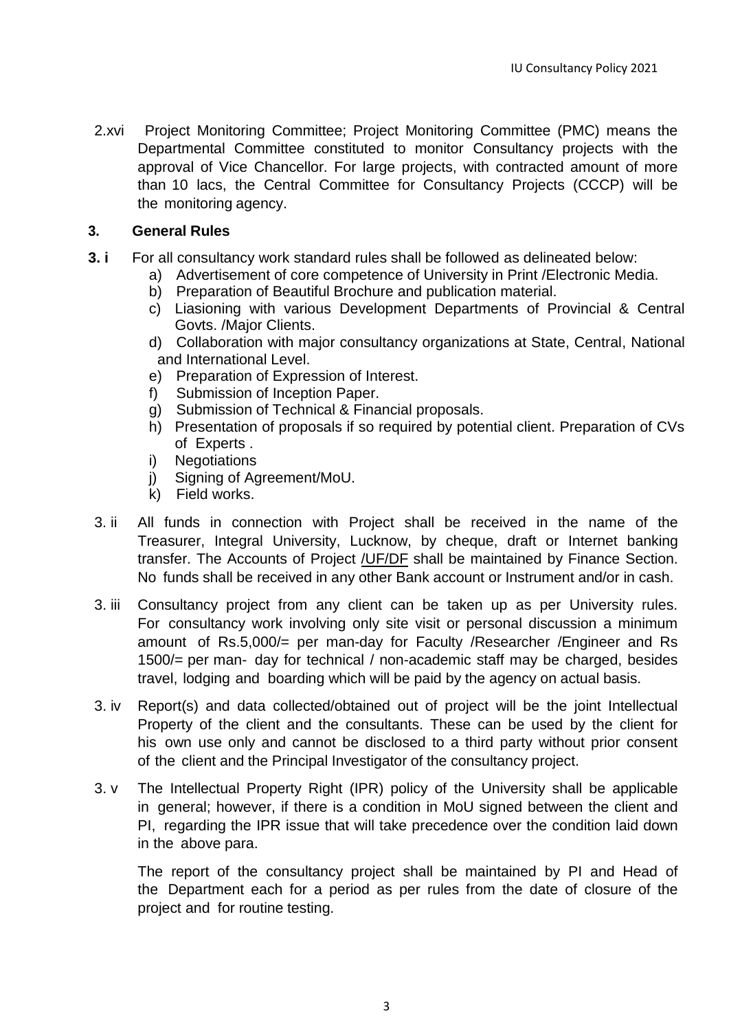2.xvi Project Monitoring Committee; Project Monitoring Committee (PMC) means the Departmental Committee constituted to monitor Consultancy projects with the approval of Vice Chancellor. For large projects, with contracted amount of more than 10 lacs, the Central Committee for Consultancy Projects (CCCP) will be the monitoring agency.

## 3. General Rules

**3. i** For all consultancy work standard rules shall be followed as delineated below:

a) Advertisement of core competence of University in Print /Electronic Media.
b) Preparation of Beautiful Brochure and publication material.
c) Liasioning with various Development Departments of Provincial & Central Govts. /Major Clients.
d) Collaboration with major consultancy organizations at State, Central, National and International Level.
e) Preparation of Expression of Interest.
f) Submission of Inception Paper.
g) Submission of Technical & Financial proposals.
h) Presentation of proposals if so required by potential client. Preparation of CVs of Experts .
i) Negotiations
j) Signing of Agreement/MoU.
k) Field works.

3. ii All funds in connection with Project shall be received in the name of the Treasurer, Integral University, Lucknow, by cheque, draft or Internet banking transfer. The Accounts of Project /UF/DF shall be maintained by Finance Section. No funds shall be received in any other Bank account or Instrument and/or in cash.

3. iii Consultancy project from any client can be taken up as per University rules. For consultancy work involving only site visit or personal discussion a minimum amount of Rs.5,000/= per man-day for Faculty /Researcher /Engineer and Rs 1500/= per man- day for technical / non-academic staff may be charged, besides travel, lodging and boarding which will be paid by the agency on actual basis.

3. iv Report(s) and data collected/obtained out of project will be the joint Intellectual Property of the client and the consultants. These can be used by the client for his own use only and cannot be disclosed to a third party without prior consent of the client and the Principal Investigator of the consultancy project.

3. v The Intellectual Property Right (IPR) policy of the University shall be applicable in general; however, if there is a condition in MoU signed between the client and PI, regarding the IPR issue that will take precedence over the condition laid down in the above para.

The report of the consultancy project shall be maintained by PI and Head of the Department each for a period as per rules from the date of closure of the project and for routine testing.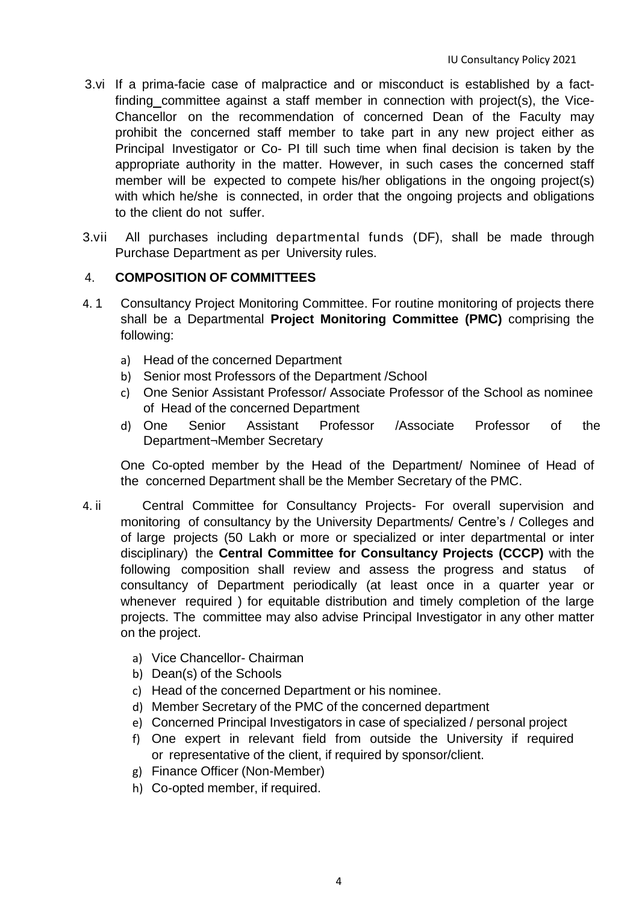3.vi If a prima-facie case of malpractice and or misconduct is established by a fact-finding_committee against a staff member in connection with project(s), the Vice-Chancellor on the recommendation of concerned Dean of the Faculty may prohibit the concerned staff member to take part in any new project either as Principal Investigator or Co- PI till such time when final decision is taken by the appropriate authority in the matter. However, in such cases the concerned staff member will be expected to compete his/her obligations in the ongoing project(s) with which he/she is connected, in order that the ongoing projects and obligations to the client do not suffer.

3.vii All purchases including departmental funds (DF), shall be made through Purchase Department as per University rules.

## 4. COMPOSITION OF COMMITTEES

4. 1 Consultancy Project Monitoring Committee. For routine monitoring of projects there shall be a Departmental **Project Monitoring Committee (PMC)** comprising the following:

a) Head of the concerned Department
b) Senior most Professors of the Department /School
c) One Senior Assistant Professor/ Associate Professor of the School as nominee of Head of the concerned Department
d) One Senior Assistant Professor /Associate Professor of the Department¬Member Secretary

One Co-opted member by the Head of the Department/ Nominee of Head of the concerned Department shall be the Member Secretary of the PMC.

4. ii Central Committee for Consultancy Projects- For overall supervision and monitoring of consultancy by the University Departments/ Centre's / Colleges and of large projects (50 Lakh or more or specialized or inter departmental or inter disciplinary) the **Central Committee for Consultancy Projects (CCCP)** with the following composition shall review and assess the progress and status of consultancy of Department periodically (at least once in a quarter year or whenever required ) for equitable distribution and timely completion of the large projects. The committee may also advise Principal Investigator in any other matter on the project.

a) Vice Chancellor- Chairman
b) Dean(s) of the Schools
c) Head of the concerned Department or his nominee.
d) Member Secretary of the PMC of the concerned department
e) Concerned Principal Investigators in case of specialized / personal project
f) One expert in relevant field from outside the University if required or representative of the client, if required by sponsor/client.
g) Finance Officer (Non-Member)
h) Co-opted member, if required.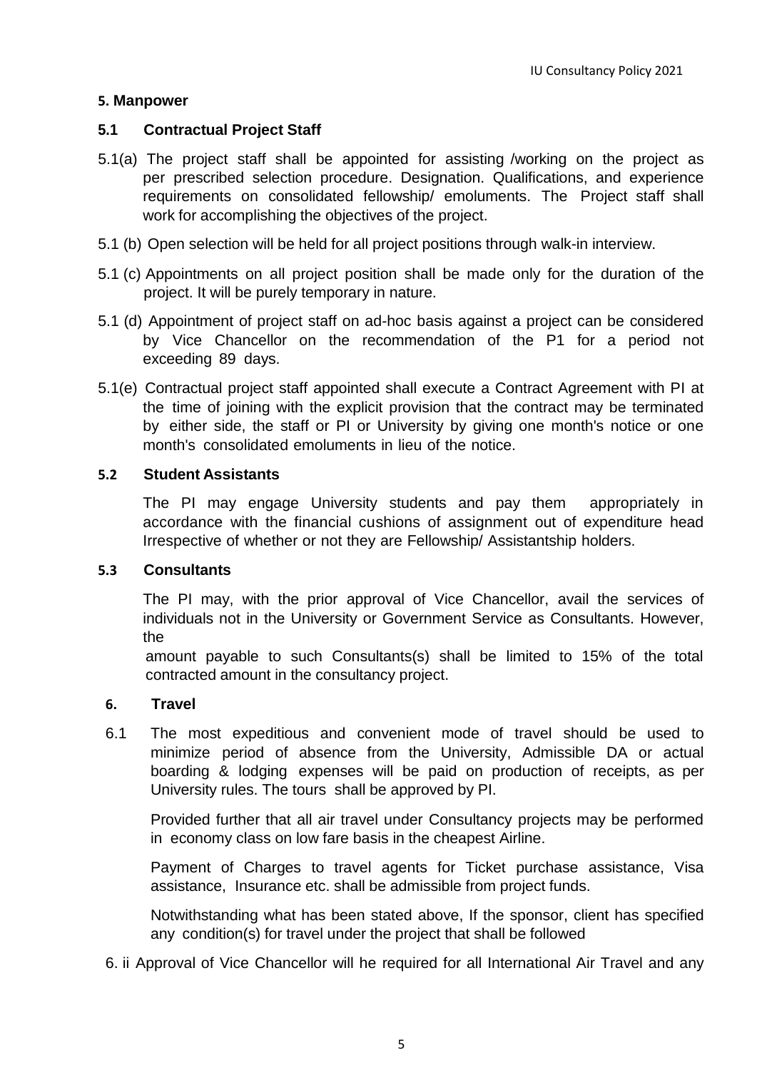## 5. Manpower

### 5.1 Contractual Project Staff

5.1(a) The project staff shall be appointed for assisting /working on the project as per prescribed selection procedure. Designation. Qualifications, and experience requirements on consolidated fellowship/ emoluments. The Project staff shall work for accomplishing the objectives of the project.

5.1 (b) Open selection will be held for all project positions through walk-in interview.

5.1 (c) Appointments on all project position shall be made only for the duration of the project. It will be purely temporary in nature.

5.1 (d) Appointment of project staff on ad-hoc basis against a project can be considered by Vice Chancellor on the recommendation of the P1 for a period not exceeding 89 days.

5.1(e) Contractual project staff appointed shall execute a Contract Agreement with PI at the time of joining with the explicit provision that the contract may be terminated by either side, the staff or PI or University by giving one month's notice or one month's consolidated emoluments in lieu of the notice.

### 5.2 Student Assistants

The PI may engage University students and pay them appropriately in accordance with the financial cushions of assignment out of expenditure head Irrespective of whether or not they are Fellowship/ Assistantship holders.

### 5.3 Consultants

The PI may, with the prior approval of Vice Chancellor, avail the services of individuals not in the University or Government Service as Consultants. However, the amount payable to such Consultants(s) shall be limited to 15% of the total contracted amount in the consultancy project.

## 6. Travel

6.1 The most expeditious and convenient mode of travel should be used to minimize period of absence from the University, Admissible DA or actual boarding & lodging expenses will be paid on production of receipts, as per University rules. The tours shall be approved by PI.

Provided further that all air travel under Consultancy projects may be performed in economy class on low fare basis in the cheapest Airline.

Payment of Charges to travel agents for Ticket purchase assistance, Visa assistance, Insurance etc. shall be admissible from project funds.

Notwithstanding what has been stated above, If the sponsor, client has specified any condition(s) for travel under the project that shall be followed

6. ii Approval of Vice Chancellor will he required for all International Air Travel and any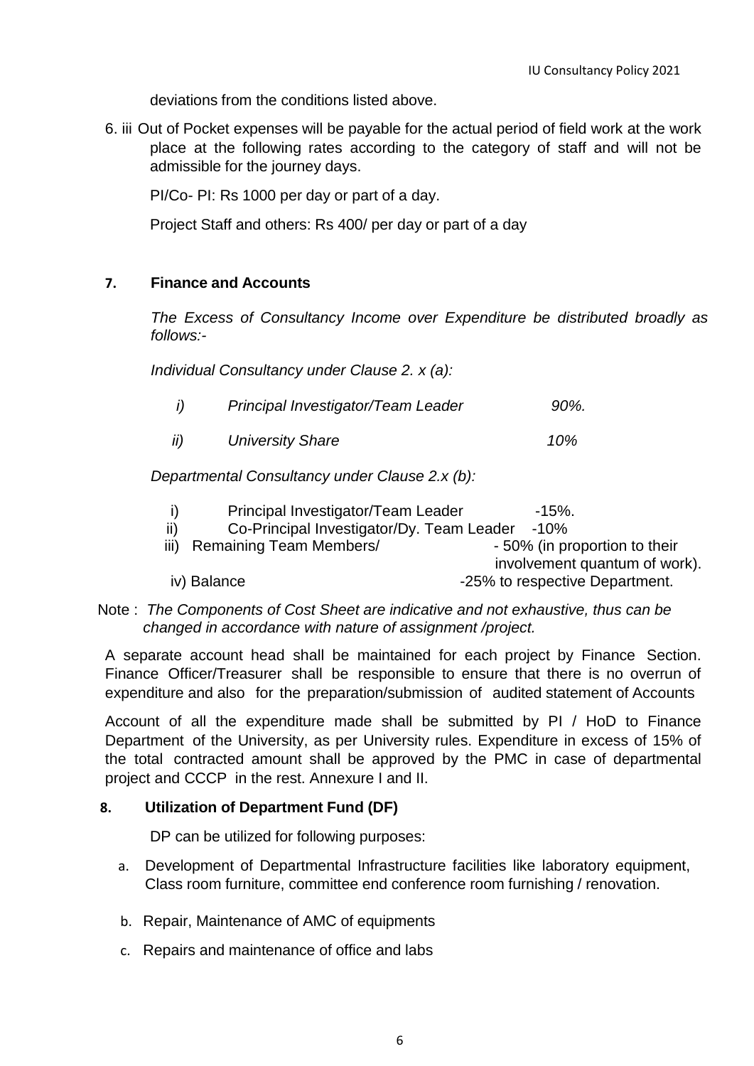deviations from the conditions listed above.

6. iii Out of Pocket expenses will be payable for the actual period of field work at the work place at the following rates according to the category of staff and will not be admissible for the journey days.

PI/Co- PI: Rs 1000 per day or part of a day.

Project Staff and others: Rs 400/ per day or part of a day

## 7. Finance and Accounts

*The Excess of Consultancy Income over Expenditure be distributed broadly as follows:-*

*Individual Consultancy under Clause 2. x (a):*

*i) Principal Investigator/Team Leader 90%.*

*ii) University Share 10%*

*Departmental Consultancy under Clause 2.x (b):*

i) Principal Investigator/Team Leader -15%.
ii) Co-Principal Investigator/Dy. Team Leader -10%
iii) Remaining Team Members/ - 50% (in proportion to their involvement quantum of work).
iv) Balance -25% to respective Department.

Note : *The Components of Cost Sheet are indicative and not exhaustive, thus can be changed in accordance with nature of assignment /project.*

A separate account head shall be maintained for each project by Finance Section. Finance Officer/Treasurer shall be responsible to ensure that there is no overrun of expenditure and also for the preparation/submission of audited statement of Accounts

Account of all the expenditure made shall be submitted by PI / HoD to Finance Department of the University, as per University rules. Expenditure in excess of 15% of the total contracted amount shall be approved by the PMC in case of departmental project and CCCP in the rest. Annexure I and II.

## 8. Utilization of Department Fund (DF)

DP can be utilized for following purposes:

a. Development of Departmental Infrastructure facilities like laboratory equipment, Class room furniture, committee end conference room furnishing / renovation.

b. Repair, Maintenance of AMC of equipments

c. Repairs and maintenance of office and labs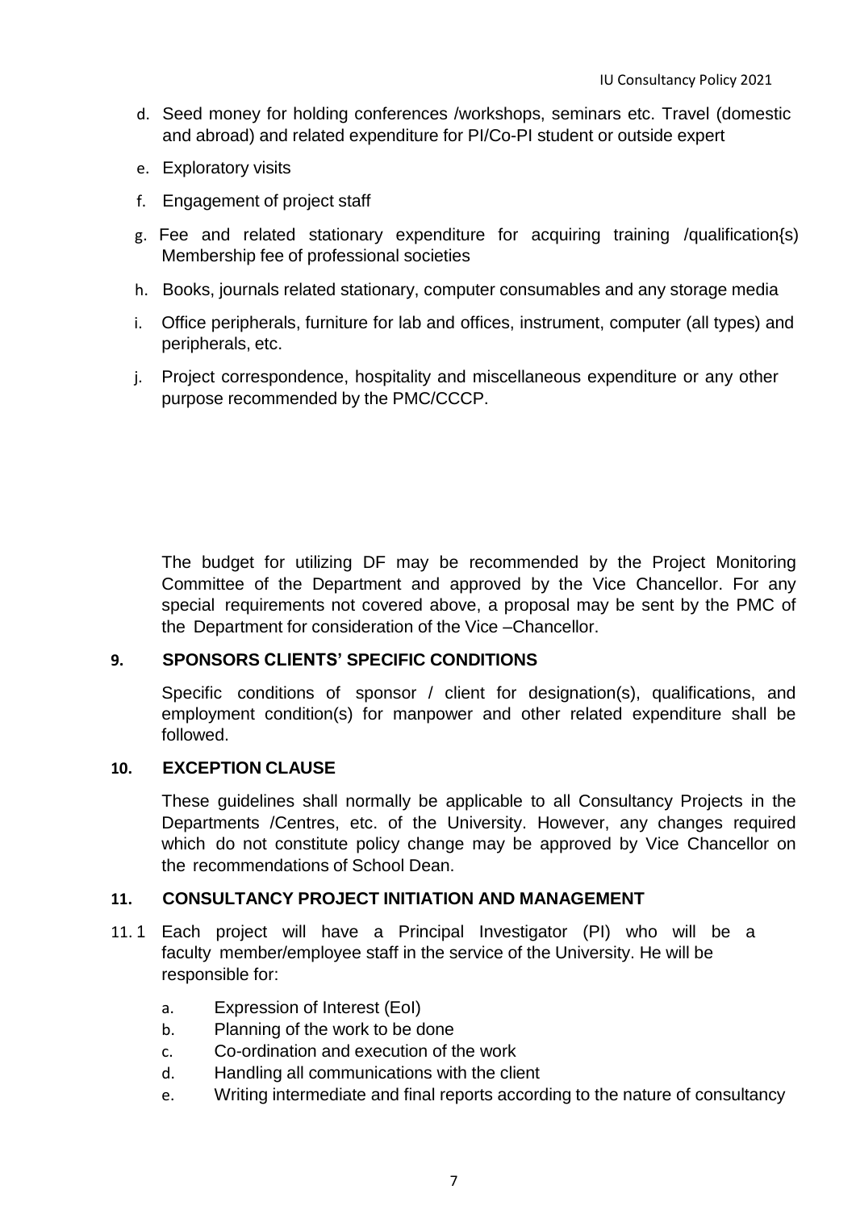d. Seed money for holding conferences /workshops, seminars etc. Travel (domestic and abroad) and related expenditure for PI/Co-PI student or outside expert
e. Exploratory visits
f. Engagement of project staff
g. Fee and related stationary expenditure for acquiring training /qualification{s) Membership fee of professional societies
h. Books, journals related stationary, computer consumables and any storage media
i. Office peripherals, furniture for lab and offices, instrument, computer (all types) and peripherals, etc.
j. Project correspondence, hospitality and miscellaneous expenditure or any other purpose recommended by the PMC/CCCP.

The budget for utilizing DF may be recommended by the Project Monitoring Committee of the Department and approved by the Vice Chancellor. For any special requirements not covered above, a proposal may be sent by the PMC of the Department for consideration of the Vice –Chancellor.

## 9. SPONSORS CLIENTS' SPECIFIC CONDITIONS

Specific conditions of sponsor / client for designation(s), qualifications, and employment condition(s) for manpower and other related expenditure shall be followed.

## 10. EXCEPTION CLAUSE

These guidelines shall normally be applicable to all Consultancy Projects in the Departments /Centres, etc. of the University. However, any changes required which do not constitute policy change may be approved by Vice Chancellor on the recommendations of School Dean.

## 11. CONSULTANCY PROJECT INITIATION AND MANAGEMENT

11.1 Each project will have a Principal Investigator (PI) who will be a faculty member/employee staff in the service of the University. He will be responsible for:

a. Expression of Interest (EoI)
b. Planning of the work to be done
c. Co-ordination and execution of the work
d. Handling all communications with the client
e. Writing intermediate and final reports according to the nature of consultancy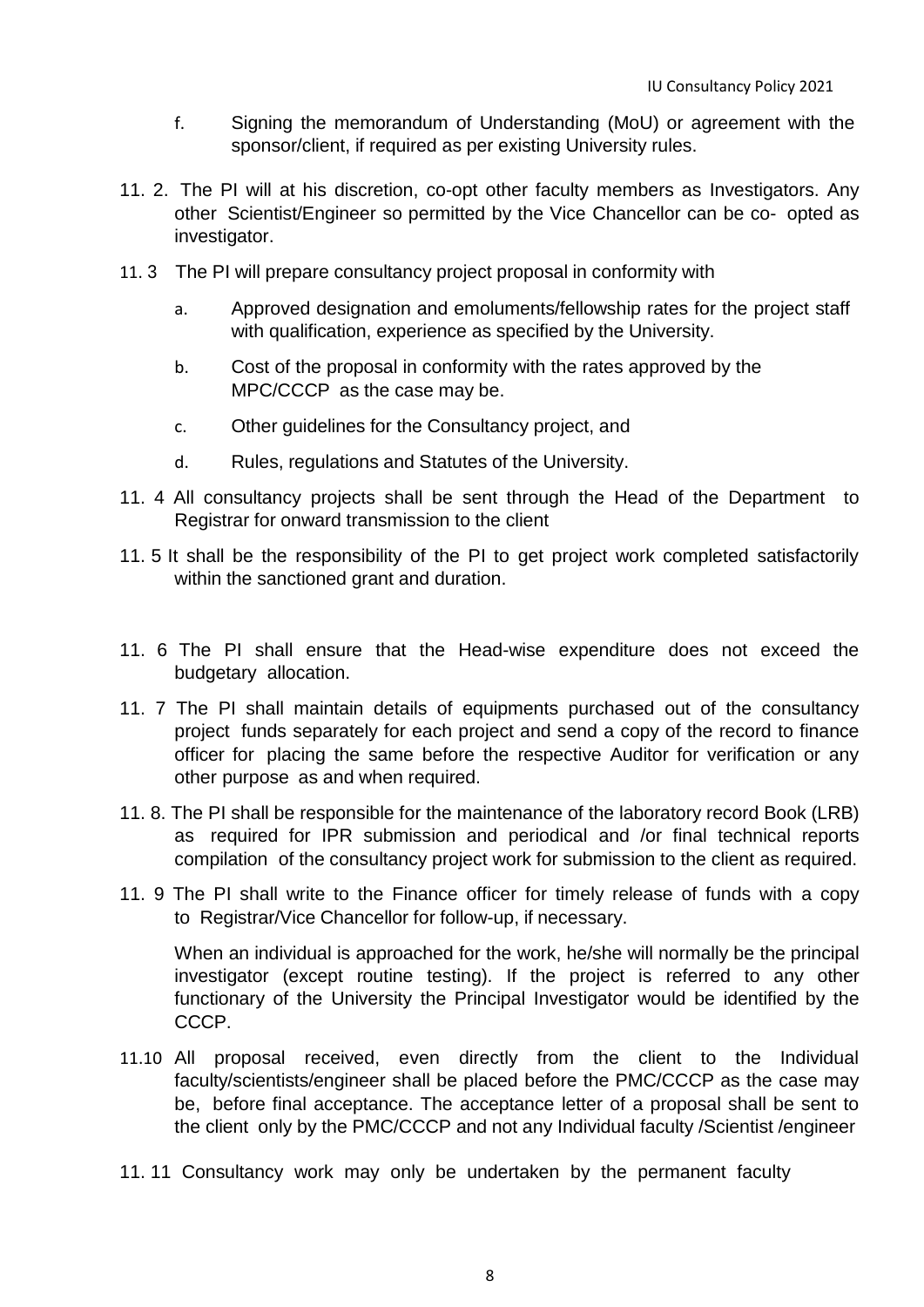f. Signing the memorandum of Understanding (MoU) or agreement with the sponsor/client, if required as per existing University rules.

11. 2. The PI will at his discretion, co-opt other faculty members as Investigators. Any other Scientist/Engineer so permitted by the Vice Chancellor can be co- opted as investigator.

11. 3 The PI will prepare consultancy project proposal in conformity with

a. Approved designation and emoluments/fellowship rates for the project staff with qualification, experience as specified by the University.

b. Cost of the proposal in conformity with the rates approved by the MPC/CCCP as the case may be.

c. Other guidelines for the Consultancy project, and

d. Rules, regulations and Statutes of the University.

11. 4 All consultancy projects shall be sent through the Head of the Department to Registrar for onward transmission to the client

11. 5 It shall be the responsibility of the PI to get project work completed satisfactorily within the sanctioned grant and duration.

11. 6 The PI shall ensure that the Head-wise expenditure does not exceed the budgetary allocation.

11. 7 The PI shall maintain details of equipments purchased out of the consultancy project funds separately for each project and send a copy of the record to finance officer for placing the same before the respective Auditor for verification or any other purpose as and when required.

11. 8. The PI shall be responsible for the maintenance of the laboratory record Book (LRB) as required for IPR submission and periodical and /or final technical reports compilation of the consultancy project work for submission to the client as required.

11. 9 The PI shall write to the Finance officer for timely release of funds with a copy to Registrar/Vice Chancellor for follow-up, if necessary.

When an individual is approached for the work, he/she will normally be the principal investigator (except routine testing). If the project is referred to any other functionary of the University the Principal Investigator would be identified by the CCCP.

11.10 All proposal received, even directly from the client to the Individual faculty/scientists/engineer shall be placed before the PMC/CCCP as the case may be, before final acceptance. The acceptance letter of a proposal shall be sent to the client only by the PMC/CCCP and not any Individual faculty /Scientist /engineer

11. 11 Consultancy work may only be undertaken by the permanent faculty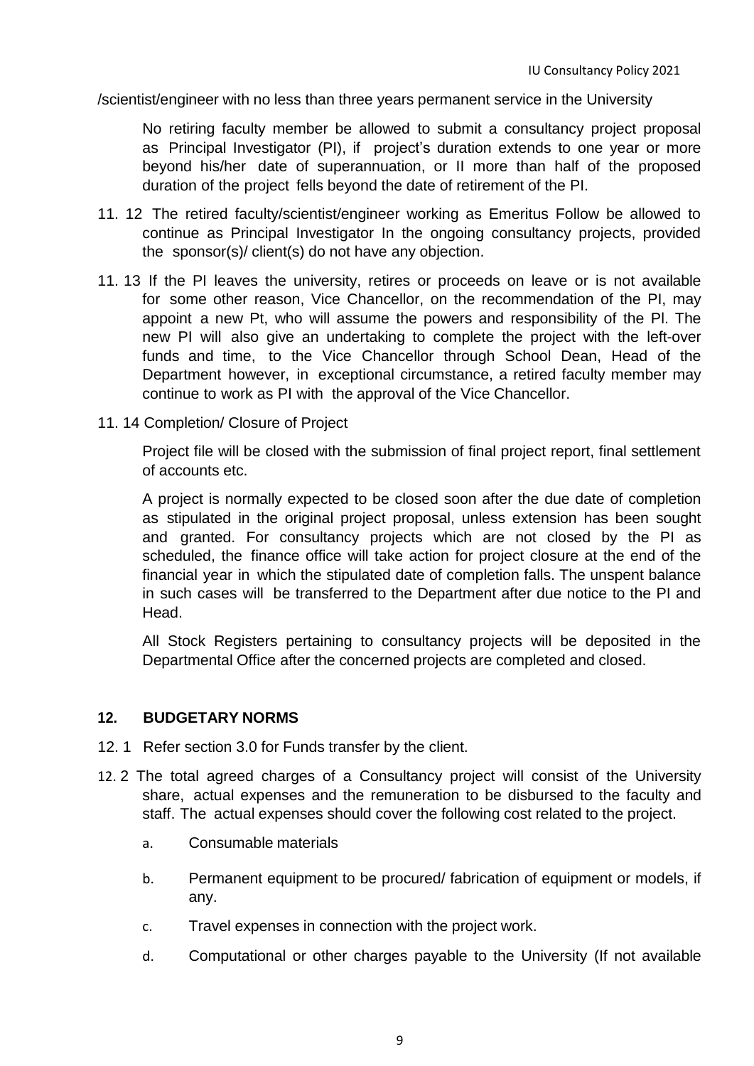/scientist/engineer with no less than three years permanent service in the University

No retiring faculty member be allowed to submit a consultancy project proposal as Principal Investigator (PI), if project's duration extends to one year or more beyond his/her date of superannuation, or II more than half of the proposed duration of the project fells beyond the date of retirement of the PI.

11. 12 The retired faculty/scientist/engineer working as Emeritus Follow be allowed to continue as Principal Investigator In the ongoing consultancy projects, provided the sponsor(s)/ client(s) do not have any objection.

11. 13 If the PI leaves the university, retires or proceeds on leave or is not available for some other reason, Vice Chancellor, on the recommendation of the PI, may appoint a new Pt, who will assume the powers and responsibility of the Pl. The new PI will also give an undertaking to complete the project with the left-over funds and time, to the Vice Chancellor through School Dean, Head of the Department however, in exceptional circumstance, a retired faculty member may continue to work as PI with the approval of the Vice Chancellor.

11. 14 Completion/ Closure of Project

Project file will be closed with the submission of final project report, final settlement of accounts etc.

A project is normally expected to be closed soon after the due date of completion as stipulated in the original project proposal, unless extension has been sought and granted. For consultancy projects which are not closed by the PI as scheduled, the finance office will take action for project closure at the end of the financial year in which the stipulated date of completion falls. The unspent balance in such cases will be transferred to the Department after due notice to the PI and Head.

All Stock Registers pertaining to consultancy projects will be deposited in the Departmental Office after the concerned projects are completed and closed.

## 12. BUDGETARY NORMS

12. 1 Refer section 3.0 for Funds transfer by the client.

12. 2 The total agreed charges of a Consultancy project will consist of the University share, actual expenses and the remuneration to be disbursed to the faculty and staff. The actual expenses should cover the following cost related to the project.

a. Consumable materials

b. Permanent equipment to be procured/ fabrication of equipment or models, if any.

c. Travel expenses in connection with the project work.

d. Computational or other charges payable to the University (If not available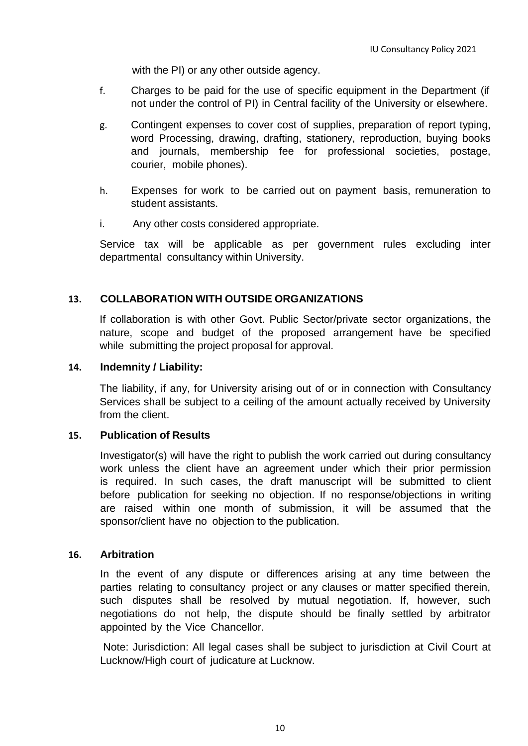with the PI) or any other outside agency.

f. Charges to be paid for the use of specific equipment in the Department (if not under the control of PI) in Central facility of the University or elsewhere.

g. Contingent expenses to cover cost of supplies, preparation of report typing, word Processing, drawing, drafting, stationery, reproduction, buying books and journals, membership fee for professional societies, postage, courier, mobile phones).

h. Expenses for work to be carried out on payment basis, remuneration to student assistants.

i. Any other costs considered appropriate.

Service tax will be applicable as per government rules excluding inter departmental consultancy within University.

## 13. COLLABORATION WITH OUTSIDE ORGANIZATIONS

If collaboration is with other Govt. Public Sector/private sector organizations, the nature, scope and budget of the proposed arrangement have be specified while submitting the project proposal for approval.

## 14. Indemnity / Liability:

The liability, if any, for University arising out of or in connection with Consultancy Services shall be subject to a ceiling of the amount actually received by University from the client.

## 15. Publication of Results

Investigator(s) will have the right to publish the work carried out during consultancy work unless the client have an agreement under which their prior permission is required. In such cases, the draft manuscript will be submitted to client before publication for seeking no objection. If no response/objections in writing are raised within one month of submission, it will be assumed that the sponsor/client have no objection to the publication.

## 16. Arbitration

In the event of any dispute or differences arising at any time between the parties relating to consultancy project or any clauses or matter specified therein, such disputes shall be resolved by mutual negotiation. If, however, such negotiations do not help, the dispute should be finally settled by arbitrator appointed by the Vice Chancellor.

Note: Jurisdiction: All legal cases shall be subject to jurisdiction at Civil Court at Lucknow/High court of judicature at Lucknow.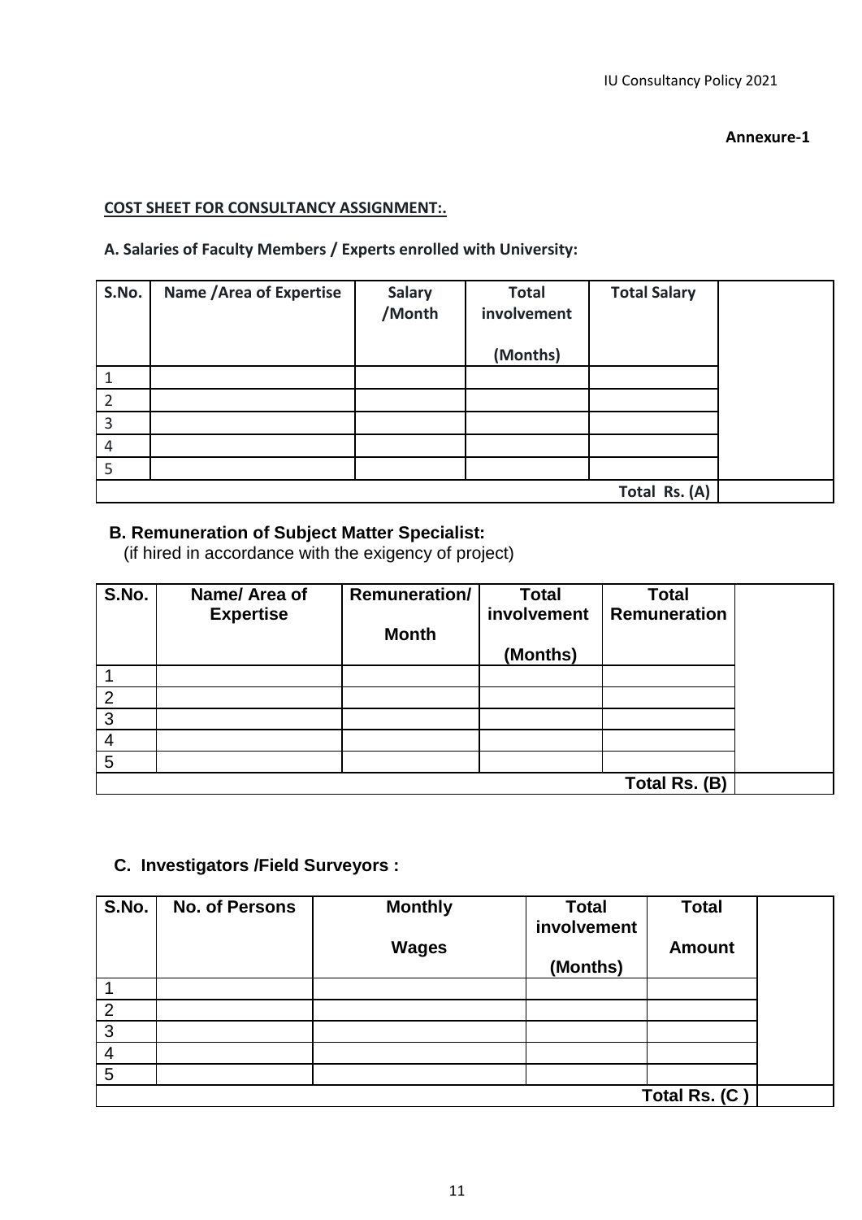**Annexure-1**

**COST SHEET FOR CONSULTANCY ASSIGNMENT:.**

**A. Salaries of Faculty Members / Experts enrolled with University:**

| S.No. | Name /Area of Expertise | Salary /Month | Total involvement (Months) | Total Salary | |
|---|---|---|---|---|---|
| 1 | | | | | |
| 2 | | | | | |
| 3 | | | | | |
| 4 | | | | | |
| 5 | | | | | |
| | | | | Total Rs. (A) | |

**B. Remuneration of Subject Matter Specialist:**
(if hired in accordance with the exigency of project)

| S.No. | Name/ Area of Expertise | Remuneration/ Month | Total involvement (Months) | Total Remuneration | |
|---|---|---|---|---|---|
| 1 | | | | | |
| 2 | | | | | |
| 3 | | | | | |
| 4 | | | | | |
| 5 | | | | | |
| | | | | Total Rs. (B) | |

**C. Investigators /Field Surveyors :**

| S.No. | No. of Persons | Monthly Wages | Total involvement (Months) | Total Amount | |
|---|---|---|---|---|---|
| 1 | | | | | |
| 2 | | | | | |
| 3 | | | | | |
| 4 | | | | | |
| 5 | | | | | |
| | | | | Total Rs. (C ) | |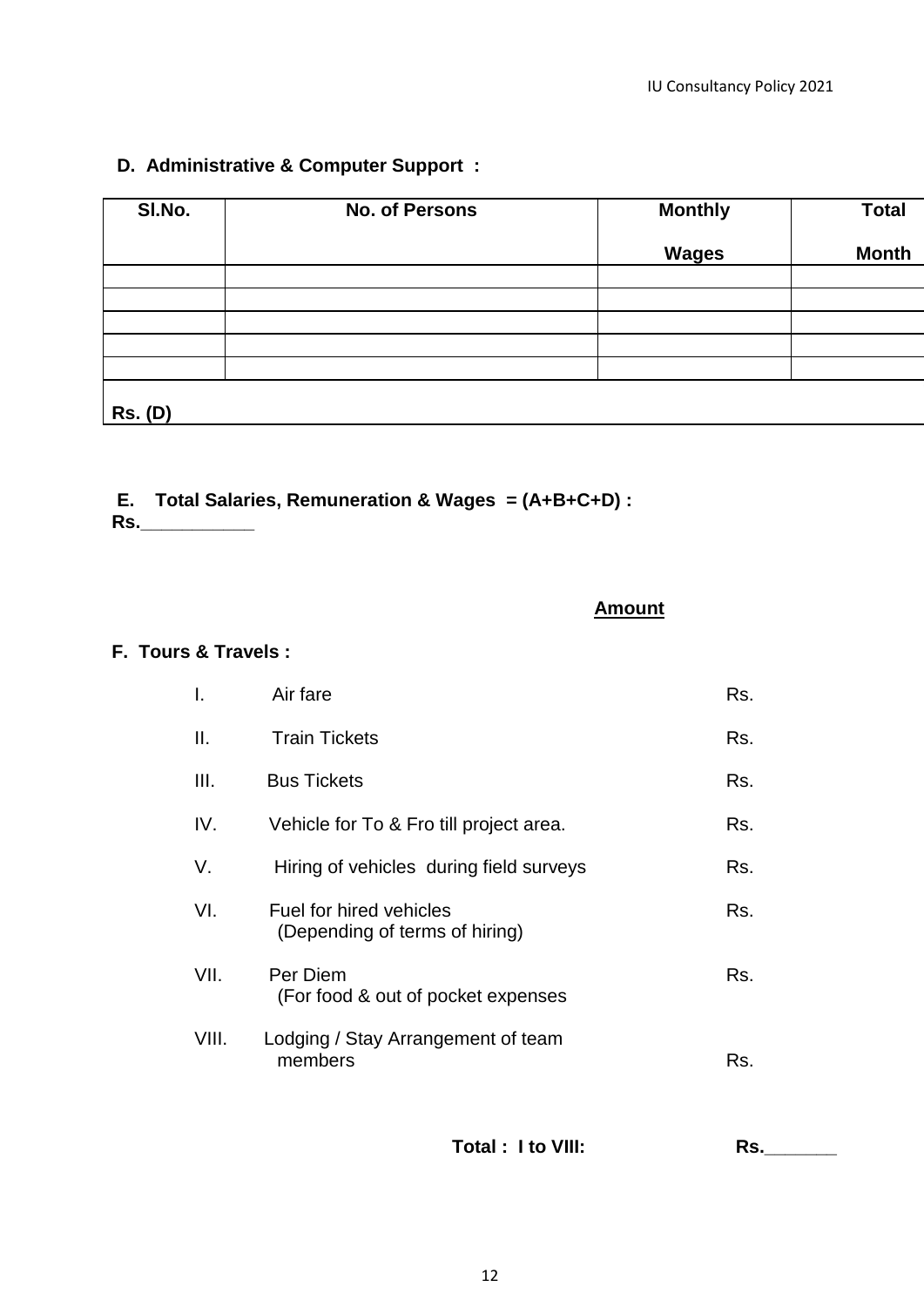**D. Administrative & Computer Support :**

| Sl.No. | No. of Persons | Monthly Wages | Total Month |
|---|---|---|---|
| | | | |
| | | | |
| | | | |
| | | | |
| | | | |
| **Rs. (D)** | | | |

**E. Total Salaries, Remuneration & Wages = (A+B+C+D) :**
**Rs.___________**

**<u>Amount</u>**

**F. Tours & Travels :**

| | | |
|---|---|---|
| I. | Air fare | Rs. |
| II. | Train Tickets | Rs. |
| III. | Bus Tickets | Rs. |
| IV. | Vehicle for To & Fro till project area. | Rs. |
| V. | Hiring of vehicles during field surveys | Rs. |
| VI. | Fuel for hired vehicles (Depending of terms of hiring) | Rs. |
| VII. | Per Diem (For food & out of pocket expenses | Rs. |
| VIII. | Lodging / Stay Arrangement of team members | Rs. |

**Total : I to VIII:** **Rs._______**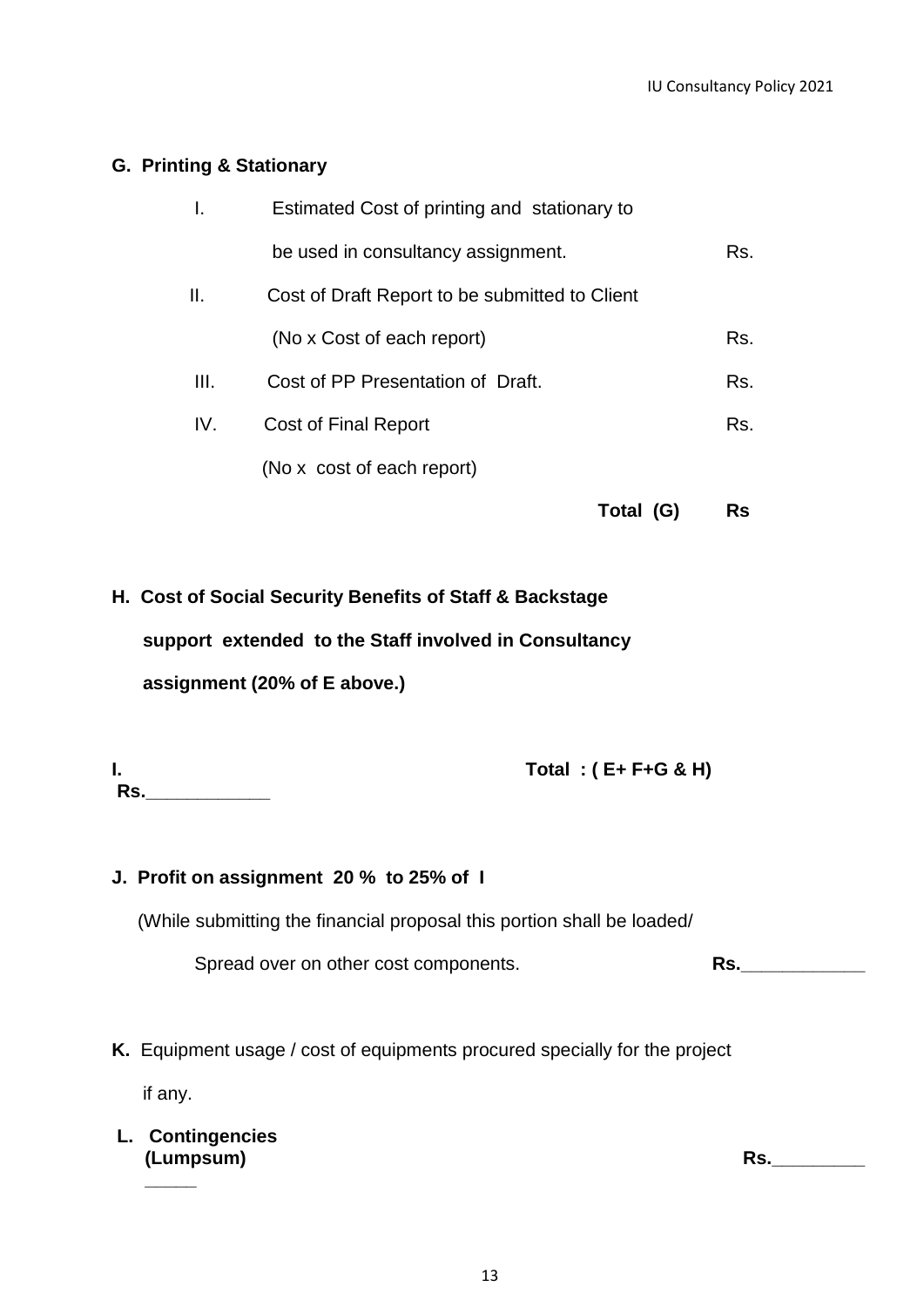**G. Printing & Stationary**

| | | |
|---|---|---|
| I. | Estimated Cost of printing and stationary to be used in consultancy assignment. | Rs. |
| II. | Cost of Draft Report to be submitted to Client (No x Cost of each report) | Rs. |
| III. | Cost of PP Presentation of Draft. | Rs. |
| IV. | Cost of Final Report (No x cost of each report) | Rs. |
| | **Total (G)** | **Rs** |

**H. Cost of Social Security Benefits of Staff & Backstage support extended to the Staff involved in Consultancy assignment (20% of E above.)**

**I. Total : ( E+ F+G & H) Rs.____________**

**J. Profit on assignment 20 % to 25% of I**

(While submitting the financial proposal this portion shall be loaded/ Spread over on other cost components. **Rs.____________**

**K.** Equipment usage / cost of equipments procured specially for the project if any.

**L. Contingencies (Lumpsum)** **Rs.______________**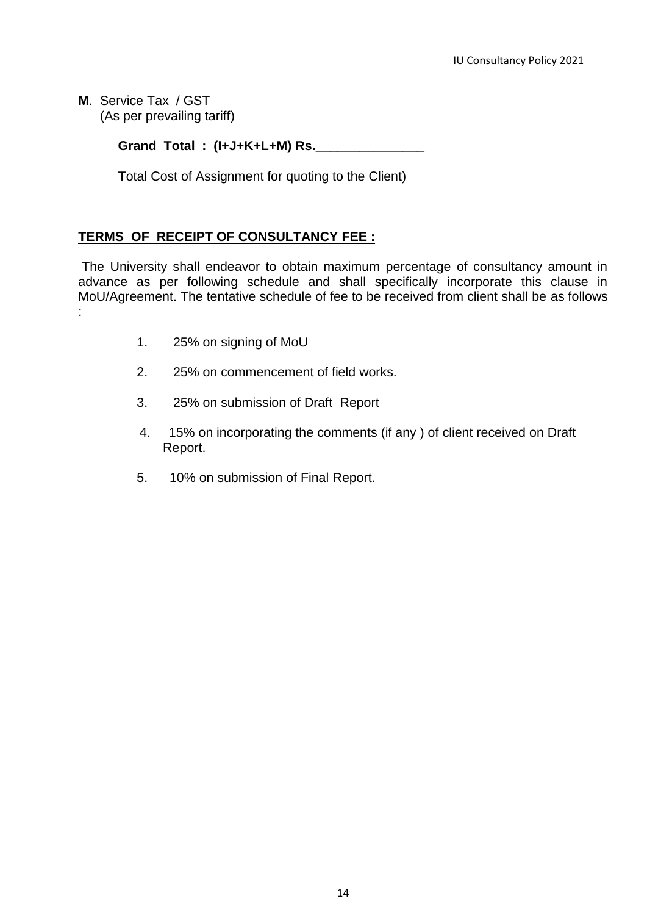**M**. Service Tax / GST
(As per prevailing tariff)

**Grand Total : (I+J+K+L+M) Rs.______________**

Total Cost of Assignment for quoting to the Client)

**TERMS OF RECEIPT OF CONSULTANCY FEE :**

The University shall endeavor to obtain maximum percentage of consultancy amount in advance as per following schedule and shall specifically incorporate this clause in MoU/Agreement. The tentative schedule of fee to be received from client shall be as follows :

1. 25% on signing of MoU
2. 25% on commencement of field works.
3. 25% on submission of Draft Report
4. 15% on incorporating the comments (if any ) of client received on Draft Report.
5. 10% on submission of Final Report.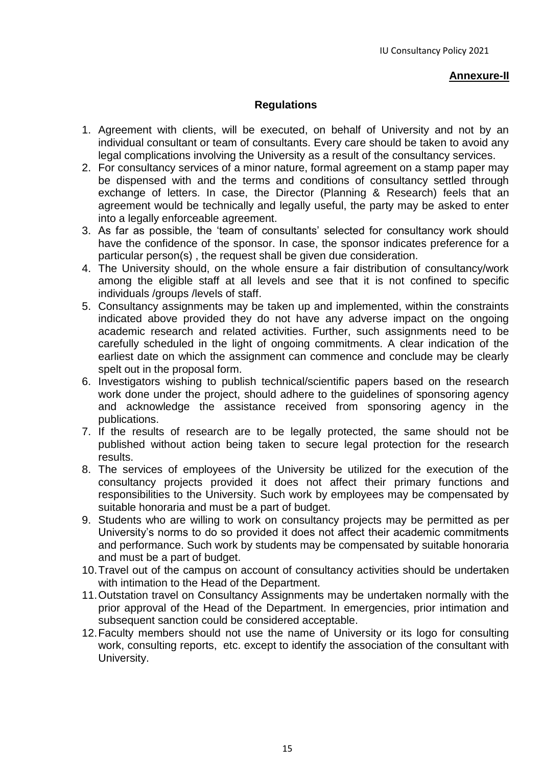**Annexure-II**

## Regulations

1. Agreement with clients, will be executed, on behalf of University and not by an individual consultant or team of consultants. Every care should be taken to avoid any legal complications involving the University as a result of the consultancy services.
2. For consultancy services of a minor nature, formal agreement on a stamp paper may be dispensed with and the terms and conditions of consultancy settled through exchange of letters. In case, the Director (Planning & Research) feels that an agreement would be technically and legally useful, the party may be asked to enter into a legally enforceable agreement.
3. As far as possible, the 'team of consultants' selected for consultancy work should have the confidence of the sponsor. In case, the sponsor indicates preference for a particular person(s) , the request shall be given due consideration.
4. The University should, on the whole ensure a fair distribution of consultancy/work among the eligible staff at all levels and see that it is not confined to specific individuals /groups /levels of staff.
5. Consultancy assignments may be taken up and implemented, within the constraints indicated above provided they do not have any adverse impact on the ongoing academic research and related activities. Further, such assignments need to be carefully scheduled in the light of ongoing commitments. A clear indication of the earliest date on which the assignment can commence and conclude may be clearly spelt out in the proposal form.
6. Investigators wishing to publish technical/scientific papers based on the research work done under the project, should adhere to the guidelines of sponsoring agency and acknowledge the assistance received from sponsoring agency in the publications.
7. If the results of research are to be legally protected, the same should not be published without action being taken to secure legal protection for the research results.
8. The services of employees of the University be utilized for the execution of the consultancy projects provided it does not affect their primary functions and responsibilities to the University. Such work by employees may be compensated by suitable honoraria and must be a part of budget.
9. Students who are willing to work on consultancy projects may be permitted as per University's norms to do so provided it does not affect their academic commitments and performance. Such work by students may be compensated by suitable honoraria and must be a part of budget.
10. Travel out of the campus on account of consultancy activities should be undertaken with intimation to the Head of the Department.
11. Outstation travel on Consultancy Assignments may be undertaken normally with the prior approval of the Head of the Department. In emergencies, prior intimation and subsequent sanction could be considered acceptable.
12. Faculty members should not use the name of University or its logo for consulting work, consulting reports, etc. except to identify the association of the consultant with University.